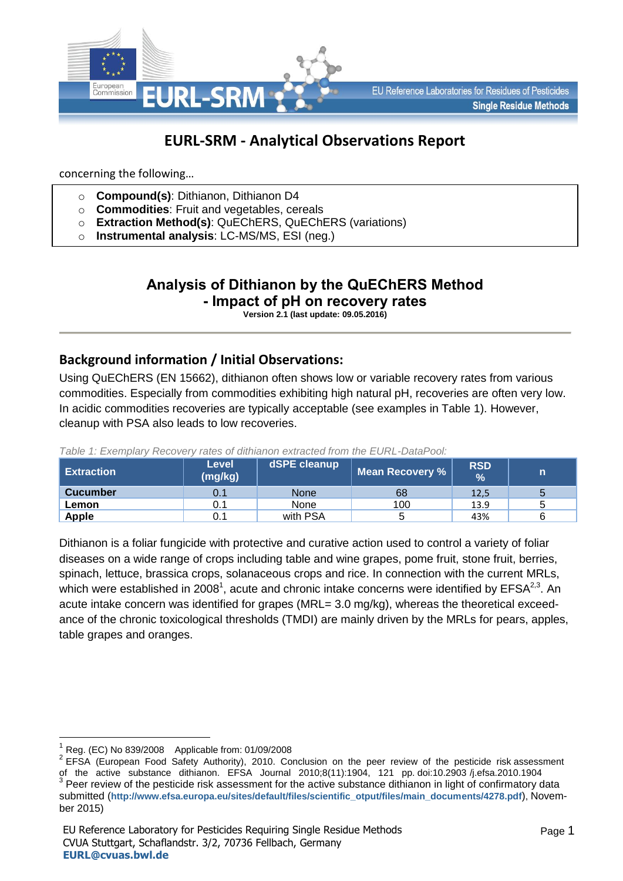# EURL-SRM - Analytical Observations Report

concerning the following…

- **Compound(s)**: Dithianon, Dithianon D4
- **Commodities**: Fruit and vegetables, cereals
- **Extraction Method(s)**: QuEChERS, QuEChERS (variations)
- **Instrumental analysis**: LC-MS/MS, ESI (neg.)

## Analysis of Dithianon by the QuEChERS Method
## - Impact of pH on recovery rates

**Version 2.1 (last update: 09.05.2016)**

## Background information / Initial Observations:

Using QuEChERS (EN 15662), dithianon often shows low or variable recovery rates from various commodities. Especially from commodities exhibiting high natural pH, recoveries are often very low. In acidic commodities recoveries are typically acceptable (see examples in Table 1). However, cleanup with PSA also leads to low recoveries.

*Table 1: Exemplary Recovery rates of dithianon extracted from the EURL-DataPool:*

| Extraction | Level (mg/kg) | dSPE cleanup | Mean Recovery % | RSD % | n |
|---|---|---|---|---|---|
| **Cucumber** | 0.1 | None | 68 | 12,5 | 5 |
| **Lemon** | 0.1 | None | 100 | 13.9 | 5 |
| **Apple** | 0.1 | with PSA | 5 | 43% | 6 |

Dithianon is a foliar fungicide with protective and curative action used to control a variety of foliar diseases on a wide range of crops including table and wine grapes, pome fruit, stone fruit, berries, spinach, lettuce, brassica crops, solanaceous crops and rice. In connection with the current MRLs, which were established in 2008[1], acute and chronic intake concerns were identified by EFSA[2,3]. An acute intake concern was identified for grapes (MRL= 3.0 mg/kg), whereas the theoretical exceedance of the chronic toxicological thresholds (TMDI) are mainly driven by the MRLs for pears, apples, table grapes and oranges.

---

[1] Reg. (EC) No 839/2008 Applicable from: 01/09/2008

[2] EFSA (European Food Safety Authority), 2010. Conclusion on the peer review of the pesticide risk assessment of the active substance dithianon. EFSA Journal 2010;8(11):1904, 121 pp. doi:10.2903 /j.efsa.2010.1904

[3] Peer review of the pesticide risk assessment for the active substance dithianon in light of confirmatory data submitted (**http://www.efsa.europa.eu/sites/default/files/scientific_otput/files/main_documents/4278.pdf**), November 2015)

EU Reference Laboratory for Pesticides Requiring Single Residue Methods
CVUA Stuttgart, Schaflandstr. 3/2, 70736 Fellbach, Germany
**EURL@cvuas.bwl.de**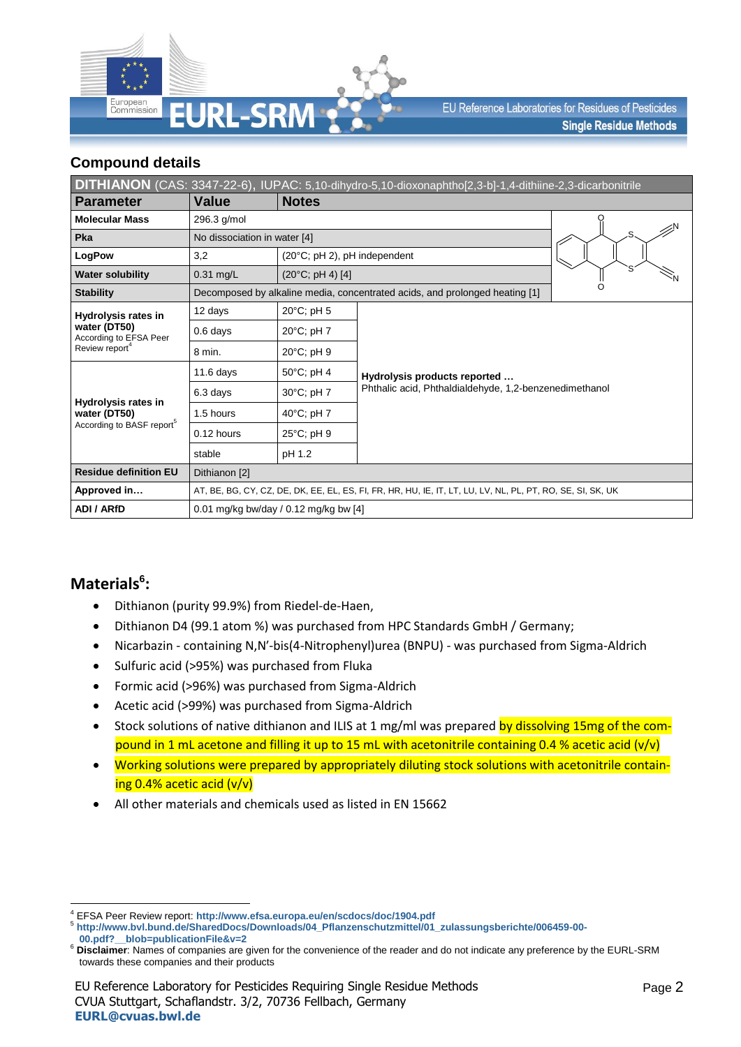## Compound details

| **DITHIANON** (CAS: 3347-22-6), IUPAC: 5,10-dihydro-5,10-dioxonaphtho[2,3-b]-1,4-dithiine-2,3-dicarbonitrile | | | |
|---|---|---|---|
| **Parameter** | **Value** | **Notes** | |
| **Molecular Mass** | 296.3 g/mol | | |
| **Pka** | No dissociation in water [4] | | |
| **LogPow** | 3,2 | (20°C; pH 2), pH independent | |
| **Water solubility** | 0.31 mg/L | (20°C; pH 4) [4] | |
| **Stability** | Decomposed by alkaline media, concentrated acids, and prolonged heating [1] | | |
| **Hydrolysis rates in water (DT50)** According to EFSA Peer Review report[4] | 12 days | 20°C; pH 5 | **Hydrolysis products reported …** Phthalic acid, Phthaldialdehyde, 1,2-benzenedimethanol |
| | 0.6 days | 20°C; pH 7 | |
| | 8 min. | 20°C; pH 9 | |
| **Hydrolysis rates in water (DT50)** According to BASF report[5] | 11.6 days | 50°C; pH 4 | |
| | 6.3 days | 30°C; pH 7 | |
| | 1.5 hours | 40°C; pH 7 | |
| | 0.12 hours | 25°C; pH 9 | |
| | stable | pH 1.2 | |
| **Residue definition EU** | Dithianon [2] | | |
| **Approved in…** | AT, BE, BG, CY, CZ, DE, DK, EE, EL, ES, FI, FR, HR, HU, IE, IT, LT, LU, LV, NL, PL, PT, RO, SE, SI, SK, UK | | |
| **ADI / ARfD** | 0.01 mg/kg bw/day / 0.12 mg/kg bw [4] | | |

## Materials[6]:

- Dithianon (purity 99.9%) from Riedel-de-Haen,
- Dithianon D4 (99.1 atom %) was purchased from HPC Standards GmbH / Germany;
- Nicarbazin - containing N,N'-bis(4-Nitrophenyl)urea (BNPU) - was purchased from Sigma-Aldrich
- Sulfuric acid (>95%) was purchased from Fluka
- Formic acid (>96%) was purchased from Sigma-Aldrich
- Acetic acid (>99%) was purchased from Sigma-Aldrich
- Stock solutions of native dithianon and ILIS at 1 mg/ml was prepared by dissolving 15mg of the compound in 1 mL acetone and filling it up to 15 mL with acetonitrile containing 0.4 % acetic acid (v/v)
- Working solutions were prepared by appropriately diluting stock solutions with acetonitrile containing 0.4% acetic acid (v/v)
- All other materials and chemicals used as listed in EN 15662

---

[4] EFSA Peer Review report: **http://www.efsa.europa.eu/en/scdocs/doc/1904.pdf**

[5] **http://www.bvl.bund.de/SharedDocs/Downloads/04_Pflanzenschutzmittel/01_zulassungsberichte/006459-00-00.pdf?__blob=publicationFile&v=2**

[6] **Disclaimer**: Names of companies are given for the convenience of the reader and do not indicate any preference by the EURL-SRM towards these companies and their products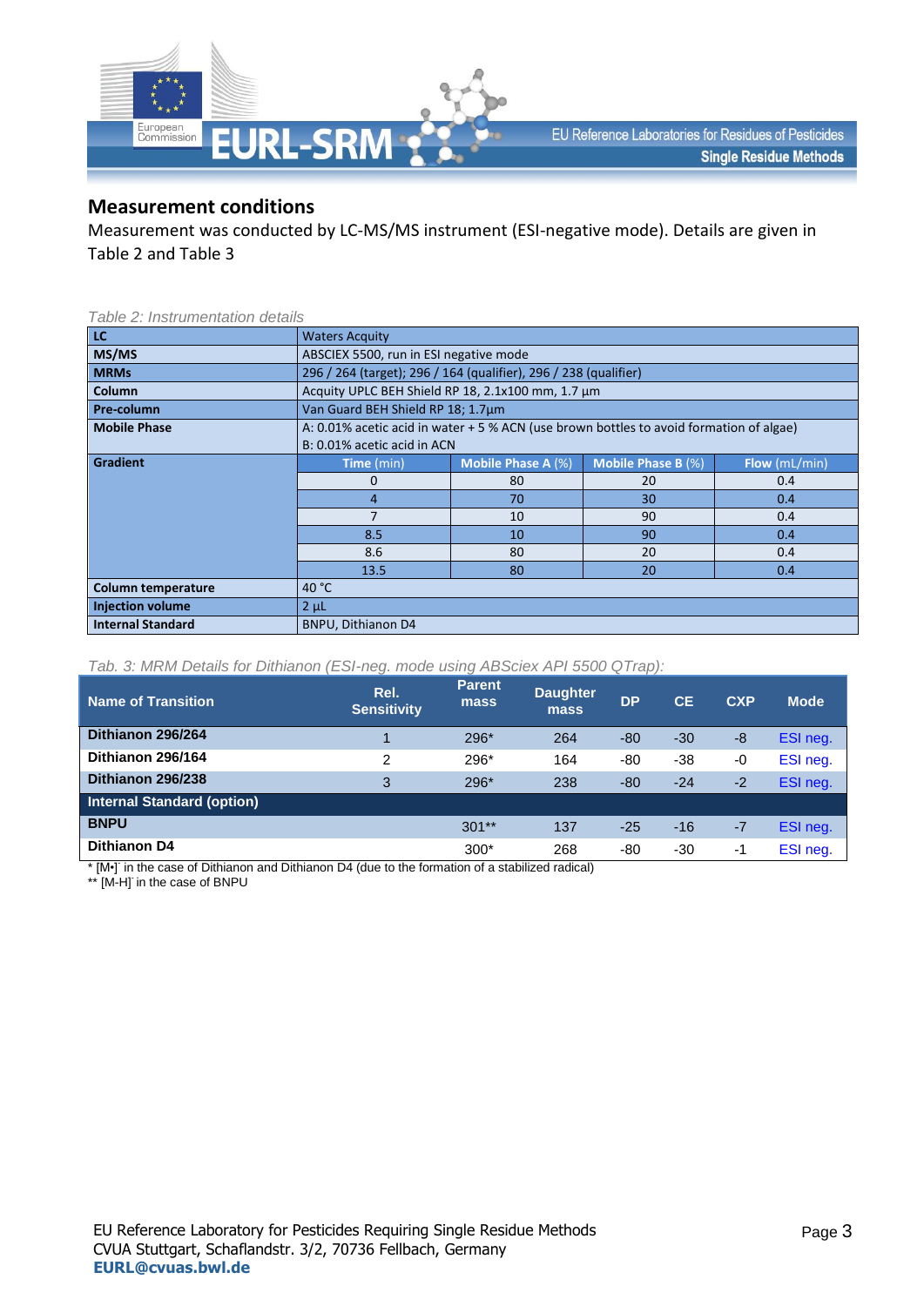## Measurement conditions

Measurement was conducted by LC-MS/MS instrument (ESI-negative mode). Details are given in Table 2 and Table 3

*Table 2: Instrumentation details*

| | | | | |
|---|---|---|---|---|
| **LC** | Waters Acquity | | | |
| **MS/MS** | ABSCIEX 5500, run in ESI negative mode | | | |
| **MRMs** | 296 / 264 (target); 296 / 164 (qualifier), 296 / 238 (qualifier) | | | |
| **Column** | Acquity UPLC BEH Shield RP 18, 2.1x100 mm, 1.7 µm | | | |
| **Pre-column** | Van Guard BEH Shield RP 18; 1.7µm | | | |
| **Mobile Phase** | A: 0.01% acetic acid in water + 5 % ACN (use brown bottles to avoid formation of algae)<br>B: 0.01% acetic acid in ACN | | | |
| **Gradient** | **Time** (min) | **Mobile Phase A** (%) | **Mobile Phase B** (%) | **Flow** (mL/min) |
| | 0 | 80 | 20 | 0.4 |
| | 4 | 70 | 30 | 0.4 |
| | 7 | 10 | 90 | 0.4 |
| | 8.5 | 10 | 90 | 0.4 |
| | 8.6 | 80 | 20 | 0.4 |
| | 13.5 | 80 | 20 | 0.4 |
| **Column temperature** | 40 °C | | | |
| **Injection volume** | 2 µL | | | |
| **Internal Standard** | BNPU, Dithianon D4 | | | |

*Tab. 3: MRM Details for Dithianon (ESI-neg. mode using ABSciex API 5500 QTrap):*

| Name of Transition | Rel. Sensitivity | Parent mass | Daughter mass | DP | CE | CXP | Mode |
|---|---|---|---|---|---|---|---|
| **Dithianon 296/264** | 1 | 296* | 264 | -80 | -30 | -8 | ESI neg. |
| **Dithianon 296/164** | 2 | 296* | 164 | -80 | -38 | -0 | ESI neg. |
| **Dithianon 296/238** | 3 | 296* | 238 | -80 | -24 | -2 | ESI neg. |
| **Internal Standard (option)** | | | | | | | |
| **BNPU** | | 301** | 137 | -25 | -16 | -7 | ESI neg. |
| **Dithianon D4** | | 300* | 268 | -80 | -30 | -1 | ESI neg. |

* [M•]⁻ in the case of Dithianon and Dithianon D4 (due to the formation of a stabilized radical)
** [M-H]⁻ in the case of BNPU

EU Reference Laboratory for Pesticides Requiring Single Residue Methods
CVUA Stuttgart, Schaflandstr. 3/2, 70736 Fellbach, Germany
**EURL@cvuas.bwl.de**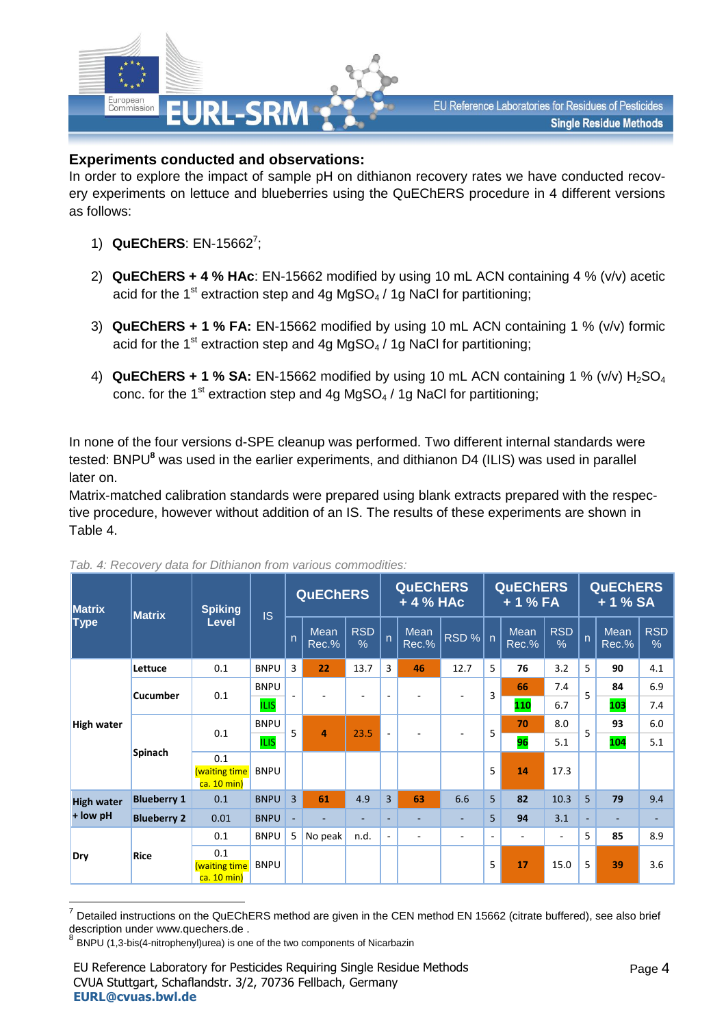### Experiments conducted and observations:

In order to explore the impact of sample pH on dithianon recovery rates we have conducted recovery experiments on lettuce and blueberries using the QuEChERS procedure in 4 different versions as follows:

1) **QuEChERS**: EN-15662[7];
2) **QuEChERS + 4 % HAc**: EN-15662 modified by using 10 mL ACN containing 4 % (v/v) acetic acid for the 1st extraction step and 4g $MgSO_4$ / 1g NaCl for partitioning;
3) **QuEChERS + 1 % FA:** EN-15662 modified by using 10 mL ACN containing 1 % (v/v) formic acid for the 1st extraction step and 4g $MgSO_4$ / 1g NaCl for partitioning;
4) **QuEChERS + 1 % SA:** EN-15662 modified by using 10 mL ACN containing 1 % (v/v) $H_2SO_4$ conc. for the 1st extraction step and 4g $MgSO_4$ / 1g NaCl for partitioning;

In none of the four versions d-SPE cleanup was performed. Two different internal standards were tested: BNPU[8] was used in the earlier experiments, and dithianon D4 (ILIS) was used in parallel later on.

Matrix-matched calibration standards were prepared using blank extracts prepared with the respective procedure, however without addition of an IS. The results of these experiments are shown in Table 4.

*Tab. 4: Recovery data for Dithianon from various commodities:*

| Matrix Type | Matrix | Spiking Level | IS | QuEChERS | | | QuEChERS + 4 % HAc | | | QuEChERS + 1 % FA | | | QuEChERS + 1 % SA | | |
|---|---|---|---|---|---|---|---|---|---|---|---|---|---|---|---|
| | | | | n | Mean Rec.% | RSD % | n | Mean Rec.% | RSD % | n | Mean Rec.% | RSD % | n | Mean Rec.% | RSD % |
| High water | Lettuce | 0.1 | BNPU | 3 | 22 | 13.7 | 3 | 46 | 12.7 | 5 | 76 | 3.2 | 5 | 90 | 4.1 |
| | Cucumber | 0.1 | BNPU | - | - | - | - | - | - | 3 | 66 | 7.4 | 5 | 84 | 6.9 |
| | | | ILIS | | | | | | | | 110 | 6.7 | | 103 | 7.4 |
| | Spinach | 0.1 | BNPU | 5 | 4 | 23.5 | - | - | - | 5 | 70 | 8.0 | 5 | 93 | 6.0 |
| | | | ILIS | | | | | | | | 96 | 5.1 | | 104 | 5.1 |
| | | 0.1 (waiting time ca. 10 min) | BNPU | | | | | | | 5 | 14 | 17.3 | | | |
| High water + low pH | Blueberry 1 | 0.1 | BNPU | 3 | 61 | 4.9 | 3 | 63 | 6.6 | 5 | 82 | 10.3 | 5 | 79 | 9.4 |
| | Blueberry 2 | 0.01 | BNPU | - | - | - | - | - | - | 5 | 94 | 3.1 | - | - | - |
| Dry | Rice | 0.1 | BNPU | 5 | No peak | n.d. | - | - | - | - | - | - | 5 | 85 | 8.9 |
| | | 0.1 (waiting time ca. 10 min) | BNPU | | | | | | | 5 | 17 | 15.0 | 5 | 39 | 3.6 |

[7] Detailed instructions on the QuEChERS method are given in the CEN method EN 15662 (citrate buffered), see also brief description under www.quechers.de .

[8] BNPU (1,3-bis(4-nitrophenyl)urea) is one of the two components of Nicarbazin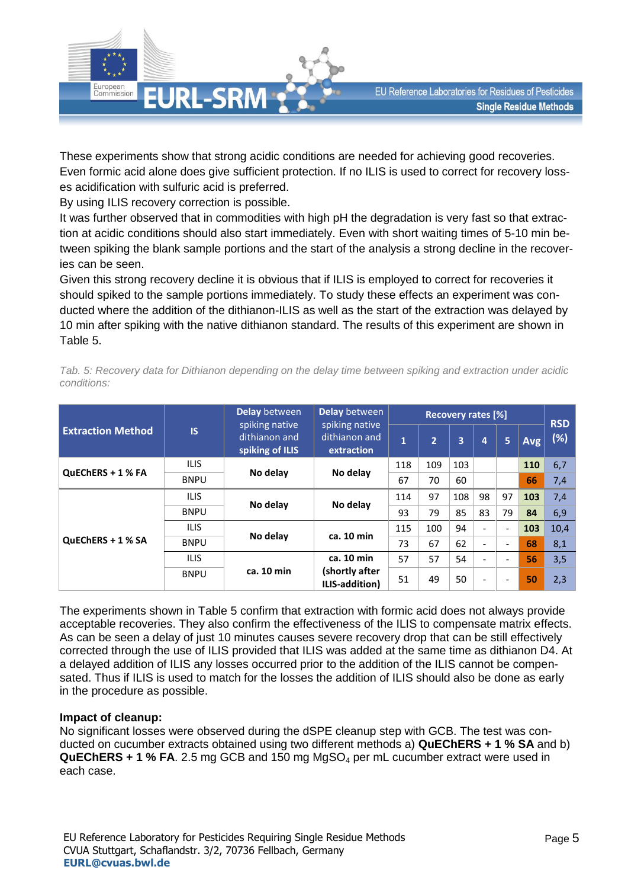These experiments show that strong acidic conditions are needed for achieving good recoveries. Even formic acid alone does give sufficient protection. If no ILIS is used to correct for recovery losses acidification with sulfuric acid is preferred.
By using ILIS recovery correction is possible.
It was further observed that in commodities with high pH the degradation is very fast so that extraction at acidic conditions should also start immediately. Even with short waiting times of 5-10 min between spiking the blank sample portions and the start of the analysis a strong decline in the recoveries can be seen.
Given this strong recovery decline it is obvious that if ILIS is employed to correct for recoveries it should spiked to the sample portions immediately. To study these effects an experiment was conducted where the addition of the dithianon-ILIS as well as the start of the extraction was delayed by 10 min after spiking with the native dithianon standard. The results of this experiment are shown in Table 5.

*Tab. 5: Recovery data for Dithianon depending on the delay time between spiking and extraction under acidic conditions:*

| Extraction Method | IS | **Delay** between spiking native dithianon and **spiking of ILIS** | **Delay** between spiking native dithianon and **extraction** | Recovery rates [%] | | | | | | RSD (%) |
|---|---|---|---|---|---|---|---|---|---|---|
| | | | | 1 | 2 | 3 | 4 | 5 | Avg | |
| **QuEChERS + 1 % FA** | ILIS | **No delay** | **No delay** | 118 | 109 | 103 | | | **110** | 6,7 |
| | BNPU | | | 67 | 70 | 60 | | | **66** | 7,4 |
| **QuEChERS + 1 % SA** | ILIS | **No delay** | **No delay** | 114 | 97 | 108 | 98 | 97 | **103** | 7,4 |
| | BNPU | | | 93 | 79 | 85 | 83 | 79 | **84** | 6,9 |
| | ILIS | **No delay** | **ca. 10 min** | 115 | 100 | 94 | - | - | **103** | 10,4 |
| | BNPU | | | 73 | 67 | 62 | - | - | **68** | 8,1 |
| | ILIS | **ca. 10 min** | **ca. 10 min (shortly after ILIS-addition)** | 57 | 57 | 54 | - | - | **56** | 3,5 |
| | BNPU | | | 51 | 49 | 50 | - | - | **50** | 2,3 |

The experiments shown in Table 5 confirm that extraction with formic acid does not always provide acceptable recoveries. They also confirm the effectiveness of the ILIS to compensate matrix effects. As can be seen a delay of just 10 minutes causes severe recovery drop that can be still effectively corrected through the use of ILIS provided that ILIS was added at the same time as dithianon D4. At a delayed addition of ILIS any losses occurred prior to the addition of the ILIS cannot be compensated. Thus if ILIS is used to match for the losses the addition of ILIS should also be done as early in the procedure as possible.

**Impact of cleanup:**
No significant losses were observed during the dSPE cleanup step with GCB. The test was conducted on cucumber extracts obtained using two different methods a) **QuEChERS + 1 % SA** and b) **QuEChERS + 1 % FA**. 2.5 mg GCB and 150 mg $MgSO_4$ per mL cucumber extract were used in each case.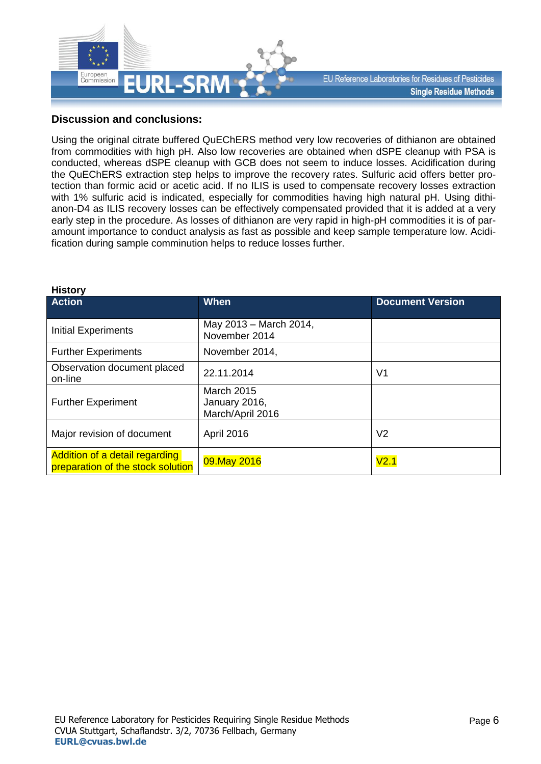## Discussion and conclusions:

Using the original citrate buffered QuEChERS method very low recoveries of dithianon are obtained from commodities with high pH. Also low recoveries are obtained when dSPE cleanup with PSA is conducted, whereas dSPE cleanup with GCB does not seem to induce losses. Acidification during the QuEChERS extraction step helps to improve the recovery rates. Sulfuric acid offers better protection than formic acid or acetic acid. If no ILIS is used to compensate recovery losses extraction with 1% sulfuric acid is indicated, especially for commodities having high natural pH. Using dithianon-D4 as ILIS recovery losses can be effectively compensated provided that it is added at a very early step in the procedure. As losses of dithianon are very rapid in high-pH commodities it is of paramount importance to conduct analysis as fast as possible and keep sample temperature low. Acidification during sample comminution helps to reduce losses further.

**History**

| Action | When | Document Version |
|---|---|---|
| Initial Experiments | May 2013 – March 2014, November 2014 | |
| Further Experiments | November 2014, | |
| Observation document placed on-line | 22.11.2014 | V1 |
| Further Experiment | March 2015 January 2016, March/April 2016 | |
| Major revision of document | April 2016 | V2 |
| Addition of a detail regarding preparation of the stock solution | 09.May 2016 | V2.1 |

EU Reference Laboratory for Pesticides Requiring Single Residue Methods
CVUA Stuttgart, Schaflandstr. 3/2, 70736 Fellbach, Germany
**EURL@cvuas.bwl.de**